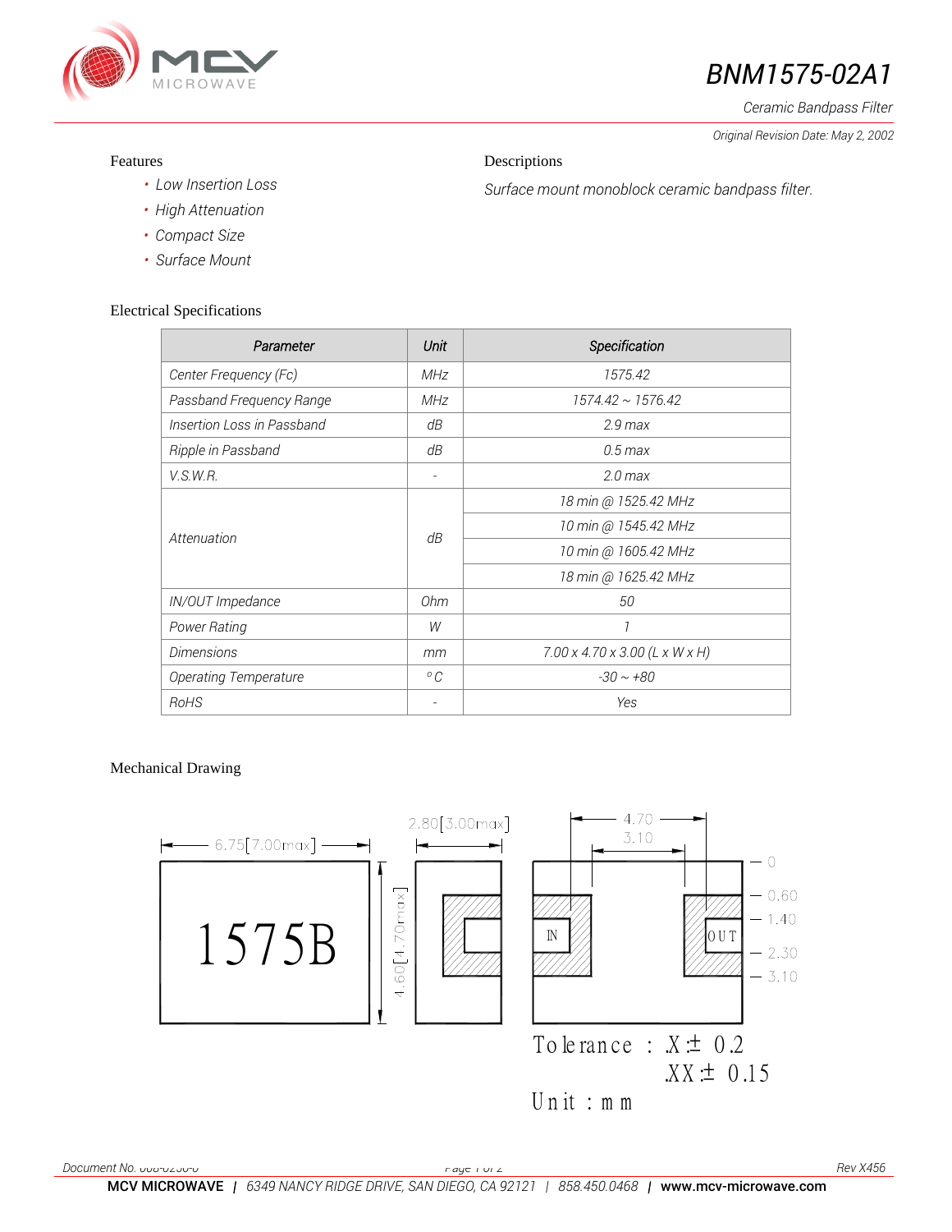# BNM1575-02A1

*Ceramic Bandpass Filter*

*Original Revision Date: May 2, 2002*

## Features

- *Low Insertion Loss*
- *High Attenuation*
- *Compact Size*
- *Surface Mount*

## Descriptions

*Surface mount monoblock ceramic bandpass filter.*

## Electrical Specifications

| Parameter | Unit | Specification |
|---|---|---|
| Center Frequency (Fc) | MHz | 1575.42 |
| Passband Frequency Range | MHz | 1574.42 ~ 1576.42 |
| Insertion Loss in Passband | dB | 2.9 max |
| Ripple in Passband | dB | 0.5 max |
| V.S.W.R. | - | 2.0 max |
| Attenuation | dB | 18 min @ 1525.42 MHz |
| | | 10 min @ 1545.42 MHz |
| | | 10 min @ 1605.42 MHz |
| | | 18 min @ 1625.42 MHz |
| IN/OUT Impedance | Ohm | 50 |
| Power Rating | W | 1 |
| Dimensions | mm | 7.00 x 4.70 x 3.00 (L x W x H) |
| Operating Temperature | °C | -30 ~ +80 |
| RoHS | - | Yes |

## Mechanical Drawing

6.75[7.00max]

1575B

4.60[4.70max]

2.80[3.00max]

4.70

3.10

IN

OUT

0

0.60

1.40

2.30

3.10

Tolerance : .X ± 0.2

.XX ± 0.15

Unit : mm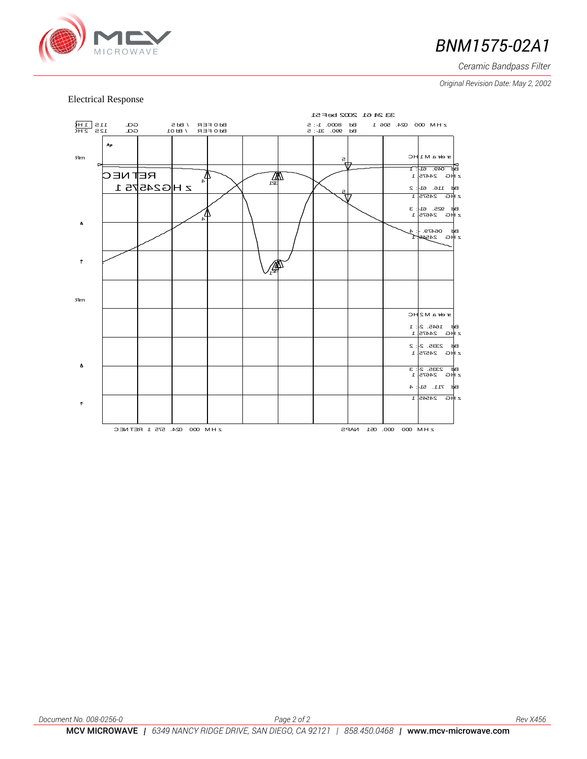Electrical Response

33 24 61 2002 beF 51

CH1 S11 LOG 10 dB / REF 0 dB

CH2 S21 LOG 5 dB / REF 0 dB

5: -1.8008 dB 1 908.420 000 MHz

5: -31.990 dB

CENTER 1 575.420 000 MHz

SPAN 190.000 000 MHz

CH1 Markers

1: -16.040 dB 1.57442 GHz

2: -16.116 dB 1.57525 GHz

3: -16.925 dB 1.57642 GHz

4: -.67906 dB 1.52545 GHz

CH2 Markers

1: -2.1645 dB 1.57442 GHz

2: -2.2335 dB 1.57525 GHz

3: -2.2335 dB 1.57642 GHz

4: -51.711 dB 1.52545 GHz